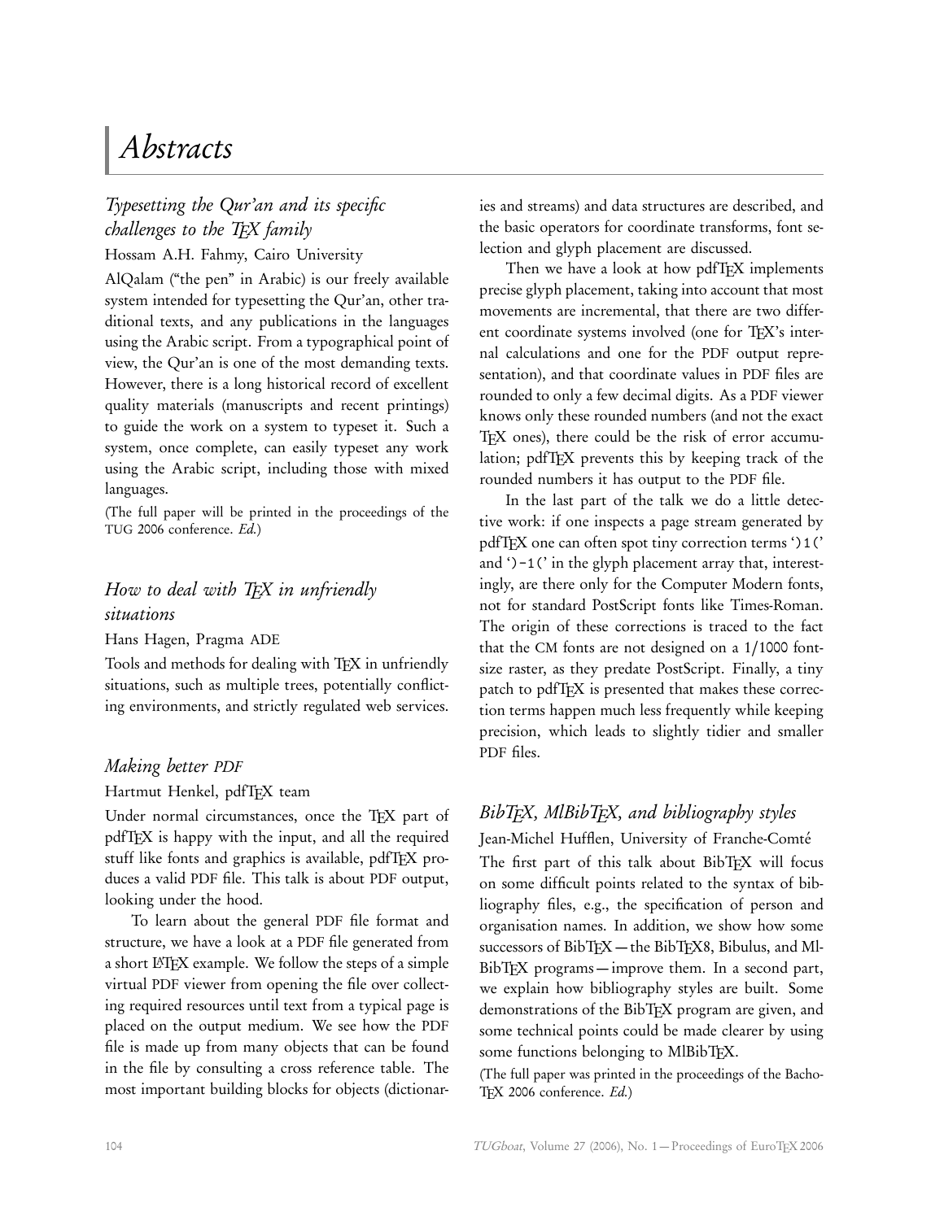# Abstracts

## Typesetting the Qur'an and its specific challenges to the TeX family

Hossam A.H. Fahmy, Cairo University

AlQalam ("the pen" in Arabic) is our freely available system intended for typesetting the Qur'an, other traditional texts, and any publications in the languages using the Arabic script. From a typographical point of view, the Qur'an is one of the most demanding texts. However, there is a long historical record of excellent quality materials (manuscripts and recent printings) to guide the work on a system to typeset it. Such a system, once complete, can easily typeset any work using the Arabic script, including those with mixed languages.

(The full paper will be printed in the proceedings of the TUG 2006 conference. *Ed.*)

## How to deal with TeX in unfriendly situations

Hans Hagen, Pragma ADE

Tools and methods for dealing with TeX in unfriendly situations, such as multiple trees, potentially conflicting environments, and strictly regulated web services.

## Making better PDF

Hartmut Henkel, pdfTeX team

Under normal circumstances, once the TeX part of pdfTeX is happy with the input, and all the required stuff like fonts and graphics is available, pdfTeX produces a valid PDF file. This talk is about PDF output, looking under the hood.

To learn about the general PDF file format and structure, we have a look at a PDF file generated from a short LaTeX example. We follow the steps of a simple virtual PDF viewer from opening the file over collecting required resources until text from a typical page is placed on the output medium. We see how the PDF file is made up from many objects that can be found in the file by consulting a cross reference table. The most important building blocks for objects (dictionaries and streams) and data structures are described, and the basic operators for coordinate transforms, font selection and glyph placement are discussed.

Then we have a look at how pdfTeX implements precise glyph placement, taking into account that most movements are incremental, that there are two different coordinate systems involved (one for TeX's internal calculations and one for the PDF output representation), and that coordinate values in PDF files are rounded to only a few decimal digits. As a PDF viewer knows only these rounded numbers (and not the exact TeX ones), there could be the risk of error accumulation; pdfTeX prevents this by keeping track of the rounded numbers it has output to the PDF file.

In the last part of the talk we do a little detective work: if one inspects a page stream generated by pdfTeX one can often spot tiny correction terms ')1(' and ')-1(' in the glyph placement array that, interestingly, are there only for the Computer Modern fonts, not for standard PostScript fonts like Times-Roman. The origin of these corrections is traced to the fact that the CM fonts are not designed on a 1/1000 font-size raster, as they predate PostScript. Finally, a tiny patch to pdfTeX is presented that makes these correction terms happen much less frequently while keeping precision, which leads to slightly tidier and smaller PDF files.

## BibTeX, MlBibTeX, and bibliography styles

Jean-Michel Hufflen, University of Franche-Comté

The first part of this talk about BibTeX will focus on some difficult points related to the syntax of bibliography files, e.g., the specification of person and organisation names. In addition, we show how some successors of BibTeX — the BibTeX8, Bibulus, and MlBibTeX programs — improve them. In a second part, we explain how bibliography styles are built. Some demonstrations of the BibTeX program are given, and some technical points could be made clearer by using some functions belonging to MlBibTeX.

(The full paper was printed in the proceedings of the BachoTeX 2006 conference. *Ed.*)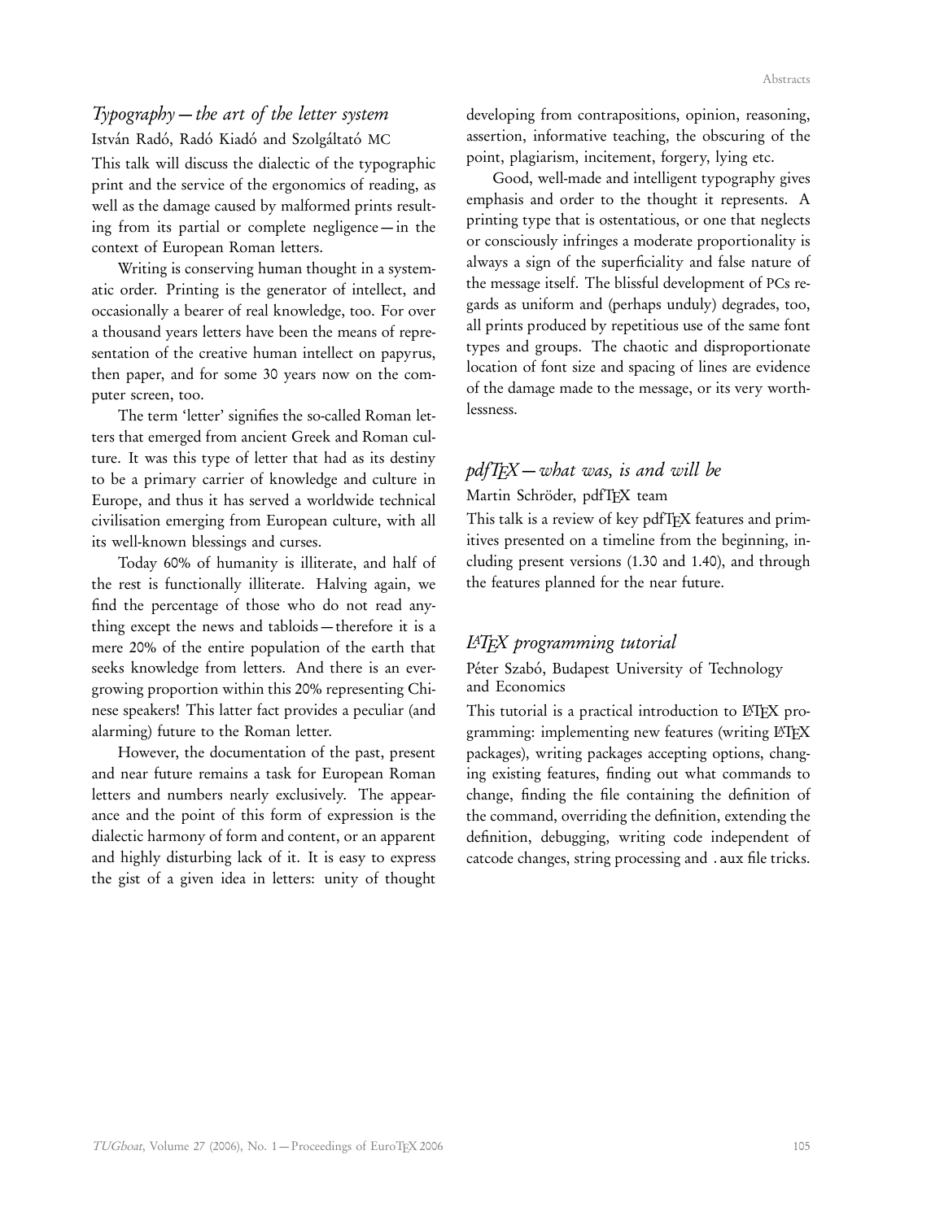## *Typography — the art of the letter system*

István Radó, Radó Kiadó and Szolgáltató MC

This talk will discuss the dialectic of the typographic print and the service of the ergonomics of reading, as well as the damage caused by malformed prints resulting from its partial or complete negligence — in the context of European Roman letters.

Writing is conserving human thought in a systematic order. Printing is the generator of intellect, and occasionally a bearer of real knowledge, too. For over a thousand years letters have been the means of representation of the creative human intellect on papyrus, then paper, and for some 30 years now on the computer screen, too.

The term 'letter' signifies the so-called Roman letters that emerged from ancient Greek and Roman culture. It was this type of letter that had as its destiny to be a primary carrier of knowledge and culture in Europe, and thus it has served a worldwide technical civilisation emerging from European culture, with all its well-known blessings and curses.

Today 60% of humanity is illiterate, and half of the rest is functionally illiterate. Halving again, we find the percentage of those who do not read anything except the news and tabloids — therefore it is a mere 20% of the entire population of the earth that seeks knowledge from letters. And there is an ever-growing proportion within this 20% representing Chinese speakers! This latter fact provides a peculiar (and alarming) future to the Roman letter.

However, the documentation of the past, present and near future remains a task for European Roman letters and numbers nearly exclusively. The appearance and the point of this form of expression is the dialectic harmony of form and content, or an apparent and highly disturbing lack of it. It is easy to express the gist of a given idea in letters: unity of thought developing from contrapositions, opinion, reasoning, assertion, informative teaching, the obscuring of the point, plagiarism, incitement, forgery, lying etc.

Good, well-made and intelligent typography gives emphasis and order to the thought it represents. A printing type that is ostentatious, or one that neglects or consciously infringes a moderate proportionality is always a sign of the superficiality and false nature of the message itself. The blissful development of PCs regards as uniform and (perhaps unduly) degrades, too, all prints produced by repetitious use of the same font types and groups. The chaotic and disproportionate location of font size and spacing of lines are evidence of the damage made to the message, or its very worthlessness.

## *pdfTEX — what was, is and will be*

Martin Schröder, pdfTEX team

This talk is a review of key pdfTEX features and primitives presented on a timeline from the beginning, including present versions (1.30 and 1.40), and through the features planned for the near future.

## *LATEX programming tutorial*

Péter Szabó, Budapest University of Technology and Economics

This tutorial is a practical introduction to LATEX programming: implementing new features (writing LATEX packages), writing packages accepting options, changing existing features, finding out what commands to change, finding the file containing the definition of the command, overriding the definition, extending the definition, debugging, writing code independent of catcode changes, string processing and `.aux` file tricks.